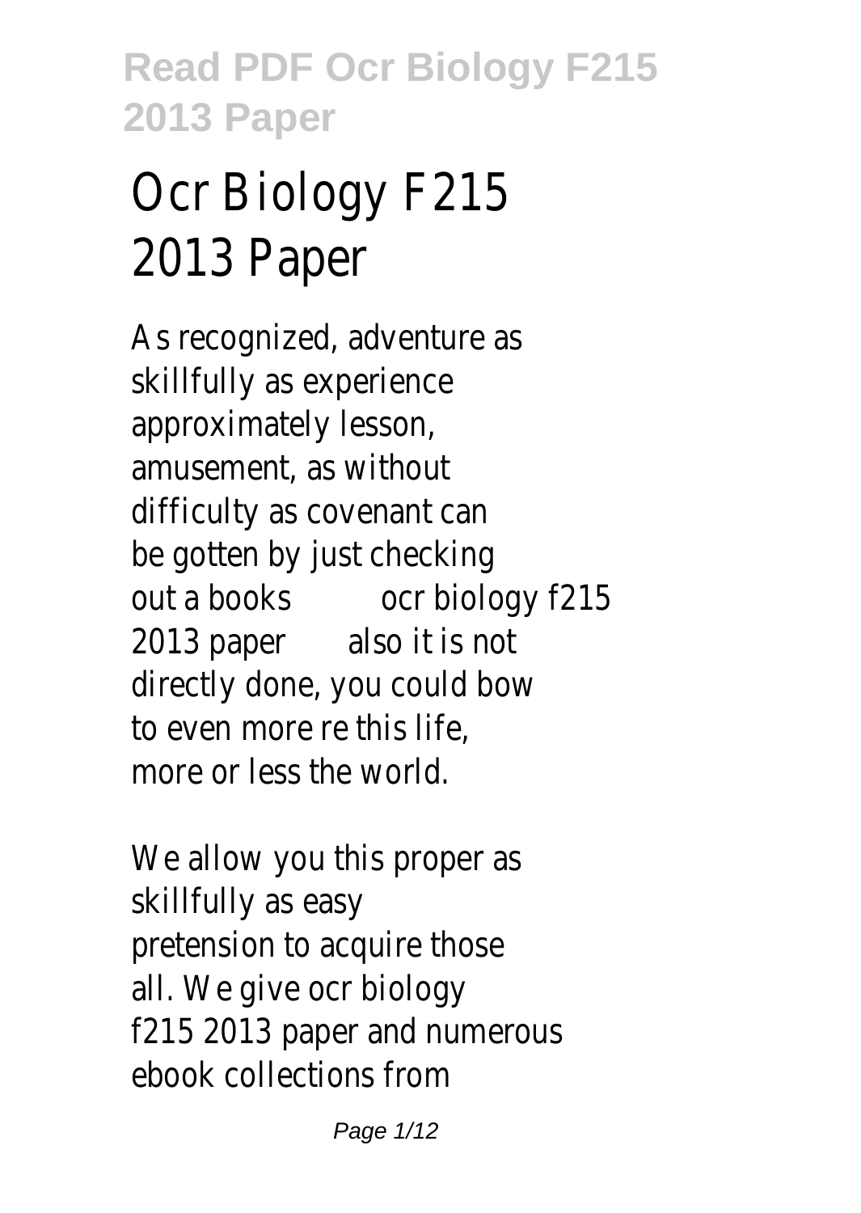# Ocr Biology F215 2013 Paper

As recognized, adventure as skillfully as experience approximately lesson, amusement, as without difficulty as covenant can be gotten by just checking out a books ocr biology f215 2013 paper also it is not directly done, you could bow to even more re this life, more or less the world.

We allow you this proper as skillfully as easy pretension to acquire those all. We give ocr biology f215 2013 paper and numerous ebook collections from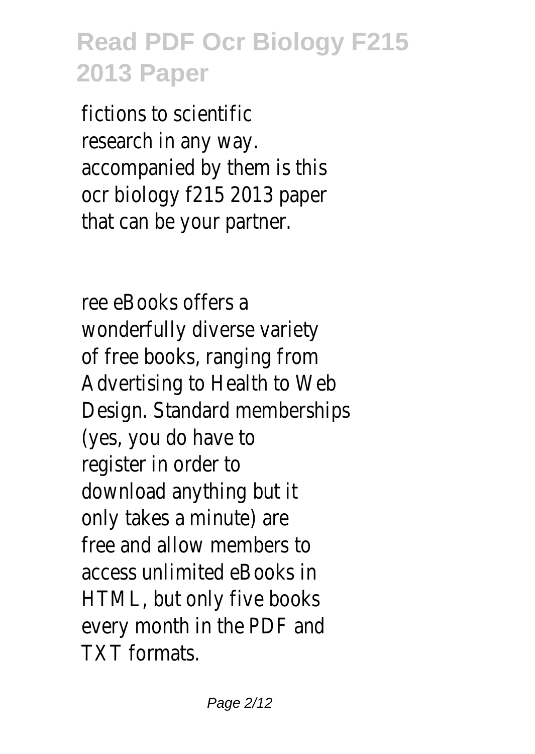fictions to scientific research in any way. accompanied by them is this ocr biology f215 2013 paper that can be your partner.

ree eBooks offers a wonderfully diverse variety of free books, ranging from Advertising to Health to Web Design. Standard memberships (yes, you do have to register in order to download anything but it only takes a minute) are free and allow members to access unlimited eBooks in HTML, but only five books every month in the PDF and TXT formats.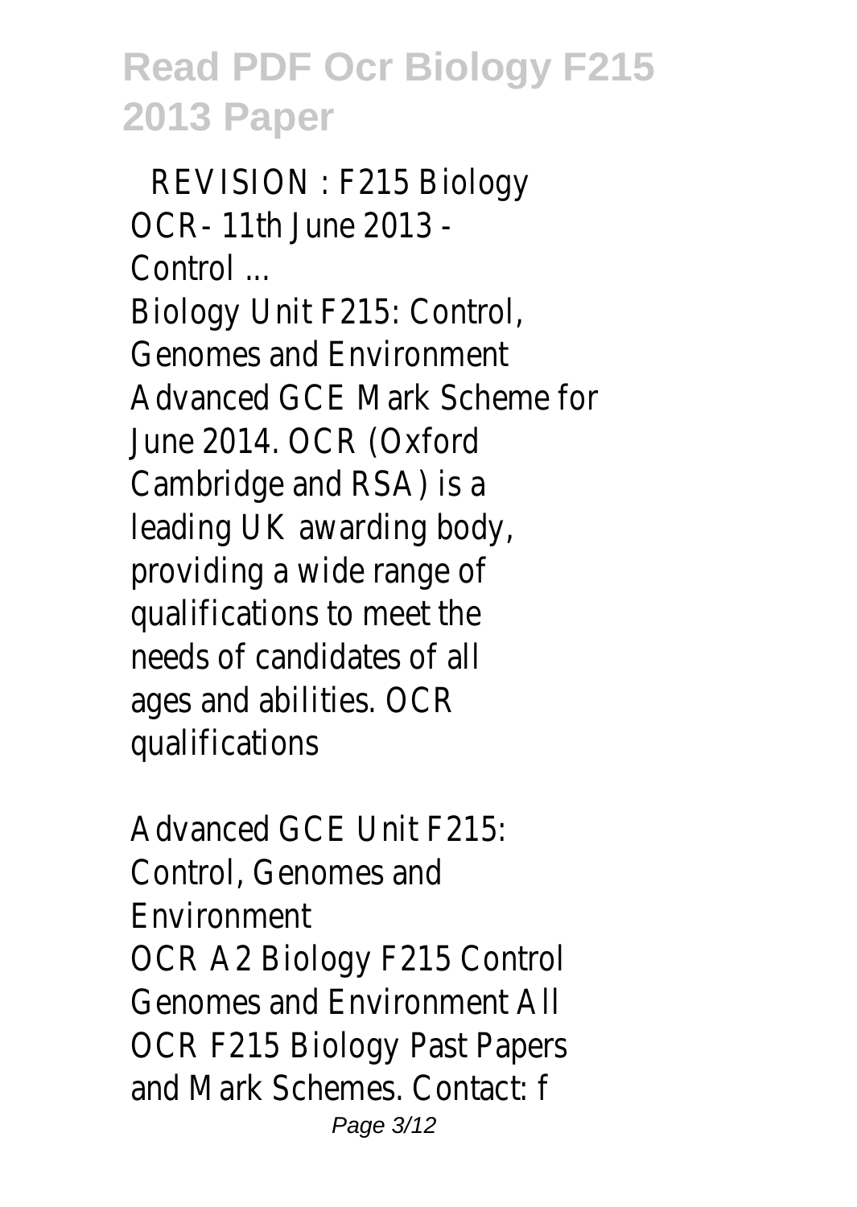REVISION : F215 Biology OCR- 11th June 2013 - Control ...

Biology Unit F215: Control, Genomes and Environment Advanced GCE Mark Scheme for June 2014. OCR (Oxford Cambridge and RSA) is a leading UK awarding body, providing a wide range of qualifications to meet the needs of candidates of all ages and abilities. OCR qualifications

Advanced GCE Unit F215: Control, Genomes and Environment

OCR A2 Biology F215 Control Genomes and Environment All OCR F215 Biology Past Papers and Mark Schemes. Contact: f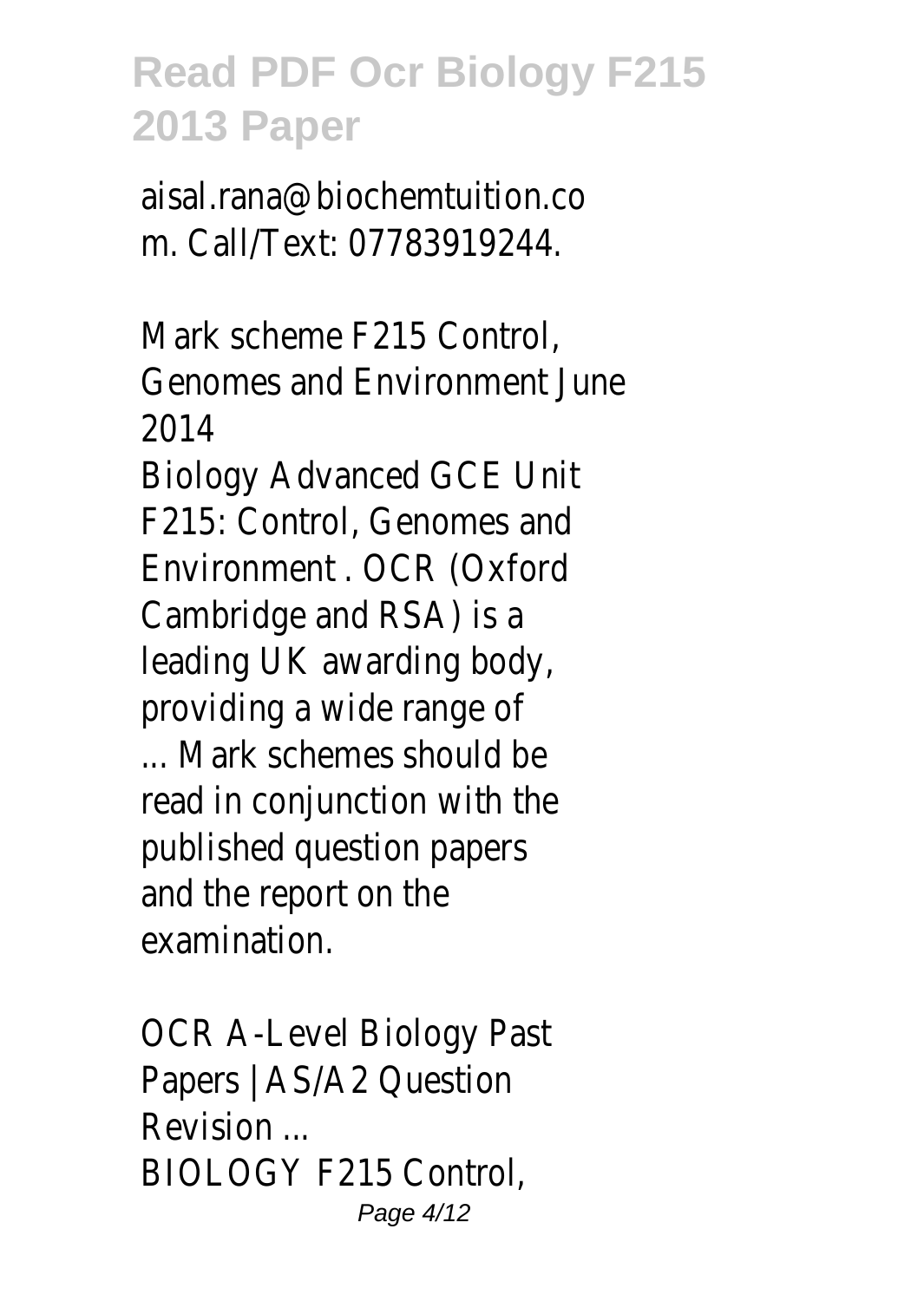aisal.rana@biochemtuition.com. Call/Text: 07783919244.

Mark scheme F215 Control, Genomes and Environment June 2014

Biology Advanced GCE Unit F215: Control, Genomes and Environment . OCR (Oxford Cambridge and RSA) is a leading UK awarding body, providing a wide range of ... Mark schemes should be read in conjunction with the published question papers and the report on the examination.

OCR A-Level Biology Past Papers | AS/A2 Question Revision ...

BIOLOGY F215 Control,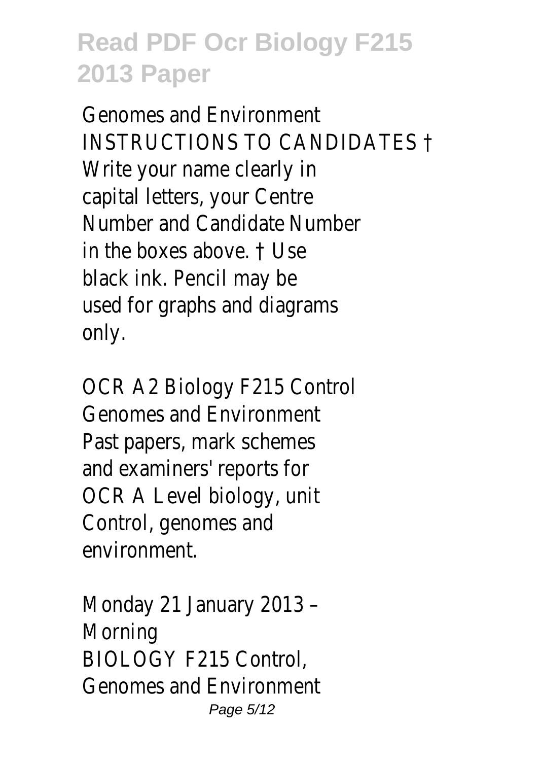Genomes and Environment INSTRUCTIONS TO CANDIDATES † Write your name clearly in capital letters, your Centre Number and Candidate Number in the boxes above. † Use black ink. Pencil may be used for graphs and diagrams only.

OCR A2 Biology F215 Control Genomes and Environment
Past papers, mark schemes and examiners' reports for OCR A Level biology, unit Control, genomes and environment.

Monday 21 January 2013 – Morning
BIOLOGY F215 Control, Genomes and Environment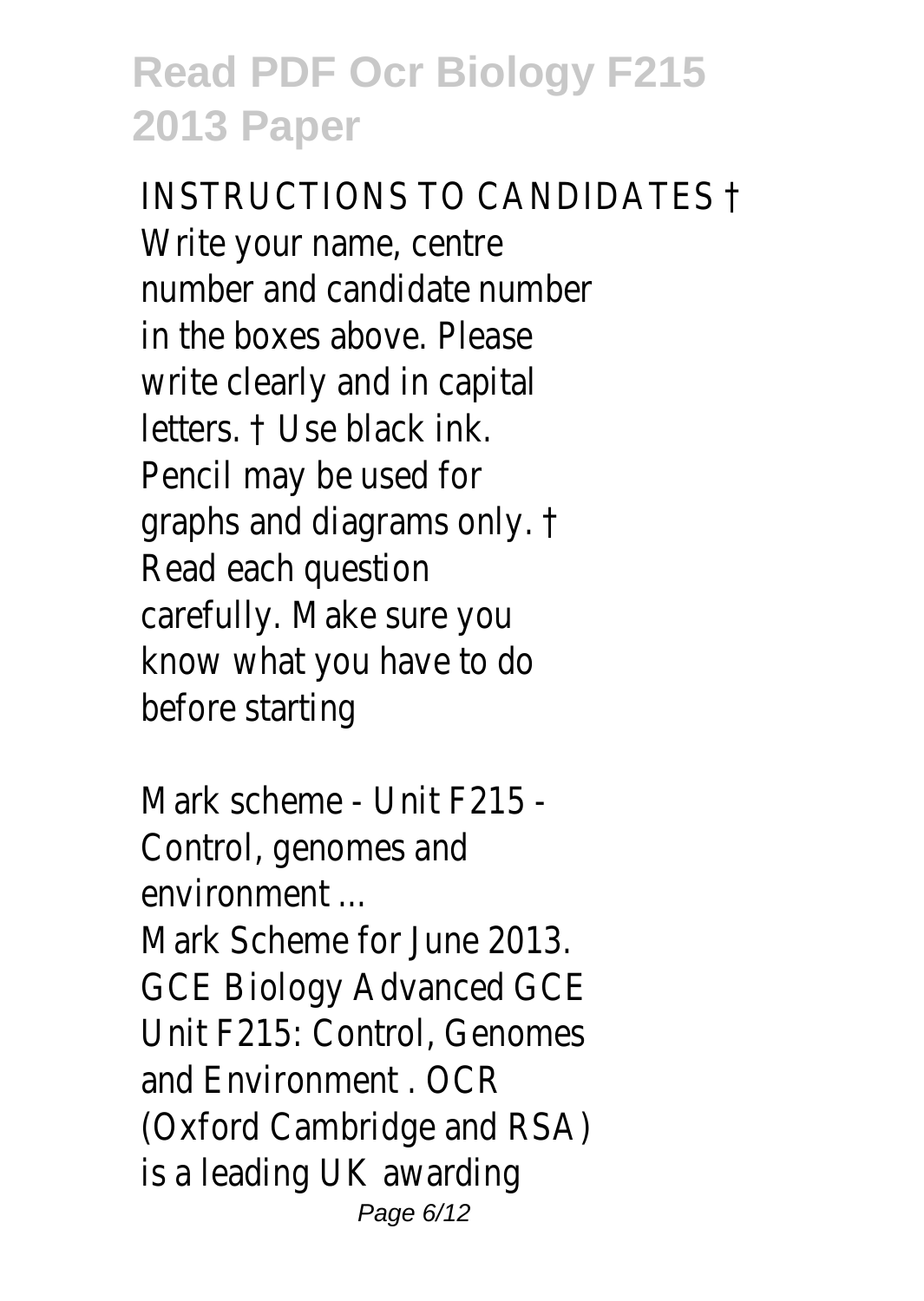INSTRUCTIONS TO CANDIDATES † Write your name, centre number and candidate number in the boxes above. Please write clearly and in capital letters. † Use black ink. Pencil may be used for graphs and diagrams only. † Read each question carefully. Make sure you know what you have to do before starting

Mark scheme - Unit F215 - Control, genomes and environment ...

Mark Scheme for June 2013. GCE Biology Advanced GCE Unit F215: Control, Genomes and Environment . OCR (Oxford Cambridge and RSA) is a leading UK awarding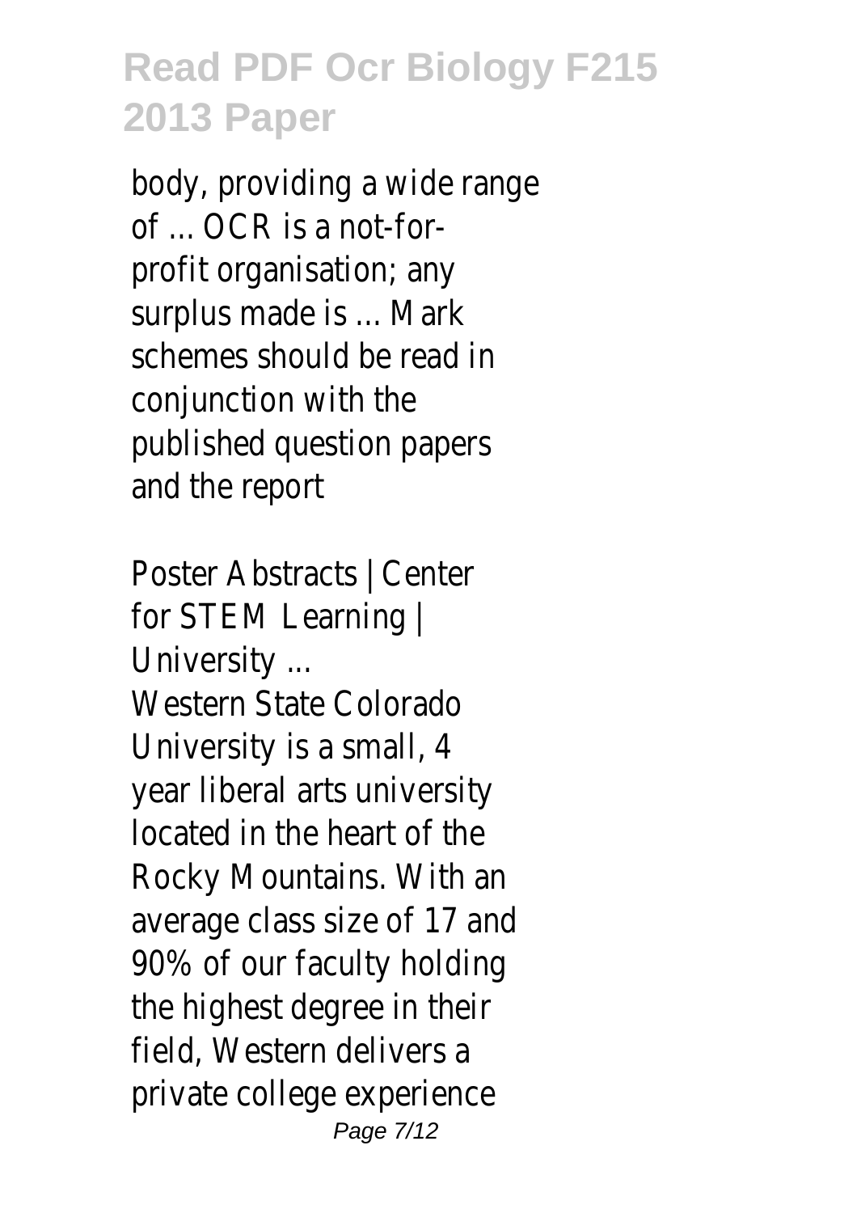body, providing a wide range of ... OCR is a not-for-profit organisation; any surplus made is ... Mark schemes should be read in conjunction with the published question papers and the report

Poster Abstracts | Center for STEM Learning | University ...

Western State Colorado University is a small, 4 year liberal arts university located in the heart of the Rocky Mountains. With an average class size of 17 and 90% of our faculty holding the highest degree in their field, Western delivers a private college experience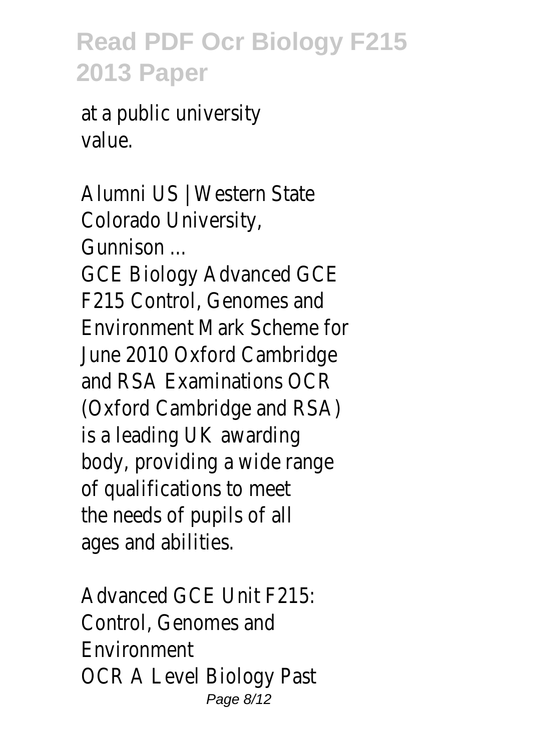at a public university value.

Alumni US | Western State Colorado University, Gunnison ...

GCE Biology Advanced GCE F215 Control, Genomes and Environment Mark Scheme for June 2010 Oxford Cambridge and RSA Examinations OCR (Oxford Cambridge and RSA) is a leading UK awarding body, providing a wide range of qualifications to meet the needs of pupils of all ages and abilities.

Advanced GCE Unit F215: Control, Genomes and Environment

OCR A Level Biology Past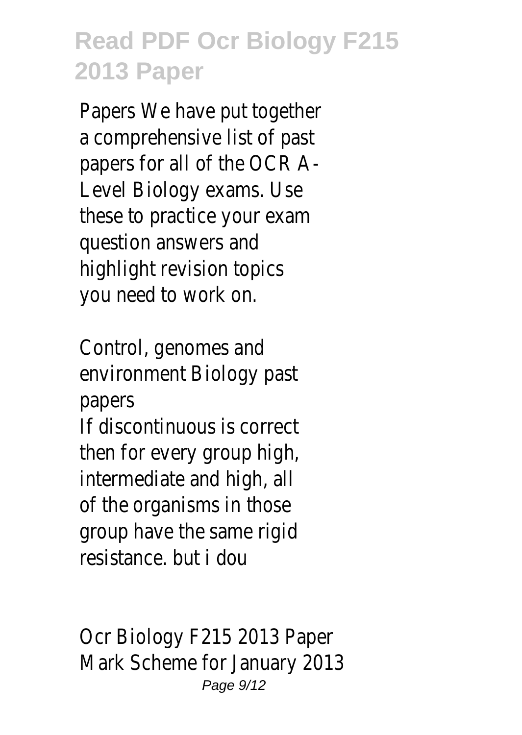Papers We have put together a comprehensive list of past papers for all of the OCR A-Level Biology exams. Use these to practice your exam question answers and highlight revision topics you need to work on.

Control, genomes and environment Biology past papers

If discontinuous is correct then for every group high, intermediate and high, all of the organisms in those group have the same rigid resistance. but i dou

Ocr Biology F215 2013 Paper

Mark Scheme for January 2013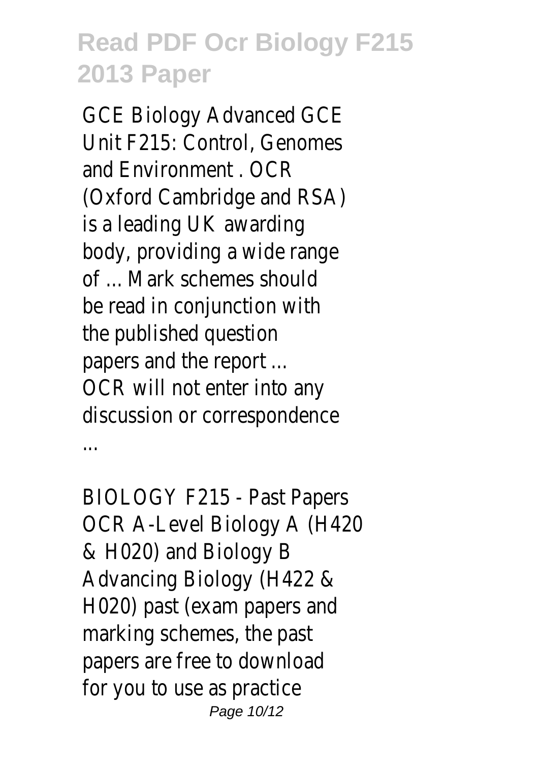GCE Biology Advanced GCE Unit F215: Control, Genomes and Environment . OCR (Oxford Cambridge and RSA) is a leading UK awarding body, providing a wide range of ... Mark schemes should be read in conjunction with the published question papers and the report ... OCR will not enter into any discussion or correspondence ...

BIOLOGY F215 - Past Papers

OCR A-Level Biology A (H420 & H020) and Biology B Advancing Biology (H422 & H020) past (exam papers and marking schemes, the past papers are free to download for you to use as practice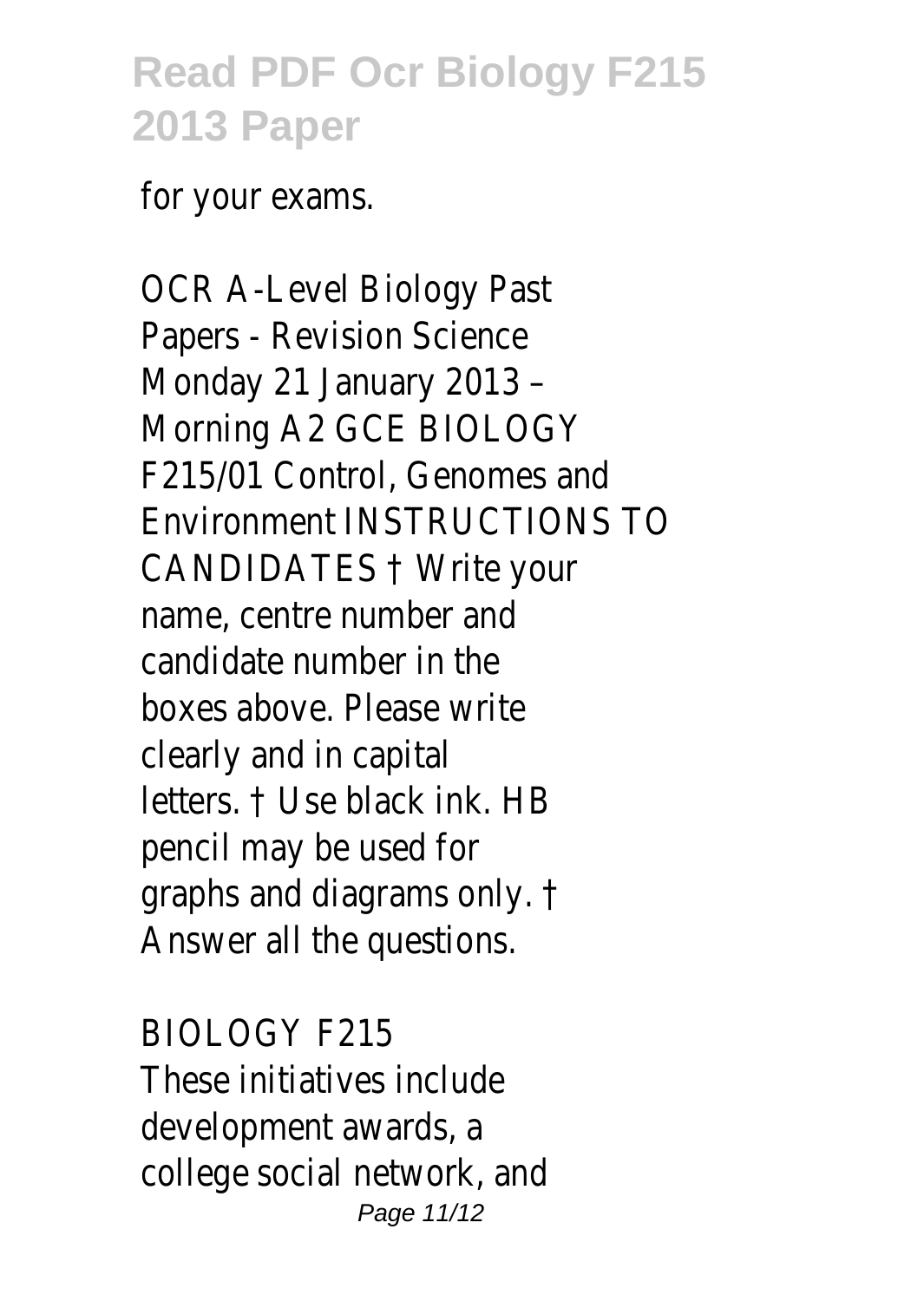for your exams.

OCR A-Level Biology Past Papers - Revision Science
Monday 21 January 2013 – Morning A2 GCE BIOLOGY F215/01 Control, Genomes and Environment INSTRUCTIONS TO CANDIDATES † Write your name, centre number and candidate number in the boxes above. Please write clearly and in capital letters. † Use black ink. HB pencil may be used for graphs and diagrams only. † Answer all the questions.

BIOLOGY F215
These initiatives include development awards, a college social network, and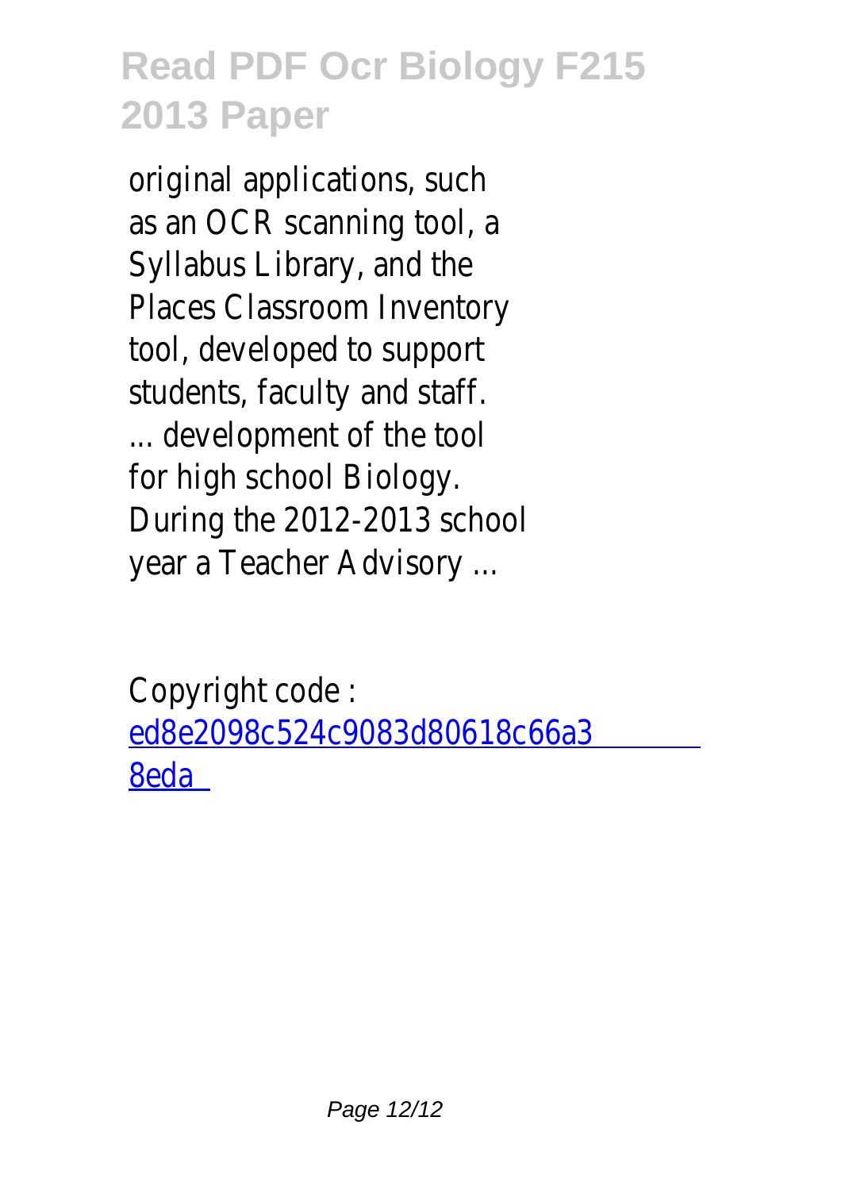original applications, such as an OCR scanning tool, a Syllabus Library, and the Places Classroom Inventory tool, developed to support students, faculty and staff. ... development of the tool for high school Biology. During the 2012-2013 school year a Teacher Advisory ...

Copyright code : ed8e2098c524c9083d80618c66a38eda